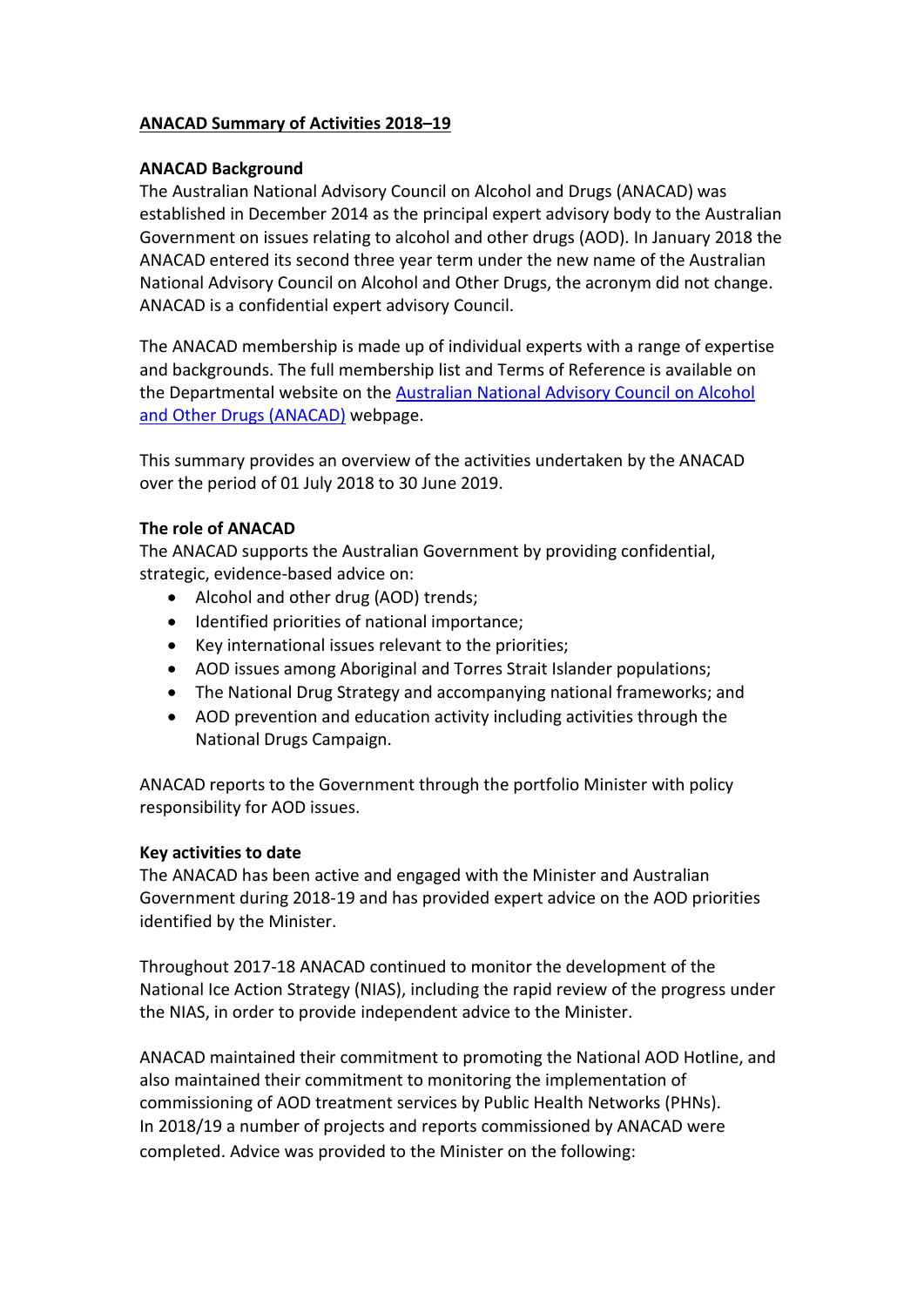**ANACAD Summary of Activities 2018–19**

**ANACAD Background**

The Australian National Advisory Council on Alcohol and Drugs (ANACAD) was established in December 2014 as the principal expert advisory body to the Australian Government on issues relating to alcohol and other drugs (AOD). In January 2018 the ANACAD entered its second three year term under the new name of the Australian National Advisory Council on Alcohol and Other Drugs, the acronym did not change. ANACAD is a confidential expert advisory Council.

The ANACAD membership is made up of individual experts with a range of expertise and backgrounds. The full membership list and Terms of Reference is available on the Departmental website on the [Australian National Advisory Council on Alcohol and Other Drugs (ANACAD)]() webpage.

This summary provides an overview of the activities undertaken by the ANACAD over the period of 01 July 2018 to 30 June 2019.

**The role of ANACAD**

The ANACAD supports the Australian Government by providing confidential, strategic, evidence-based advice on:

- Alcohol and other drug (AOD) trends;
- Identified priorities of national importance;
- Key international issues relevant to the priorities;
- AOD issues among Aboriginal and Torres Strait Islander populations;
- The National Drug Strategy and accompanying national frameworks; and
- AOD prevention and education activity including activities through the National Drugs Campaign.

ANACAD reports to the Government through the portfolio Minister with policy responsibility for AOD issues.

**Key activities to date**

The ANACAD has been active and engaged with the Minister and Australian Government during 2018-19 and has provided expert advice on the AOD priorities identified by the Minister.

Throughout 2017-18 ANACAD continued to monitor the development of the National Ice Action Strategy (NIAS), including the rapid review of the progress under the NIAS, in order to provide independent advice to the Minister.

ANACAD maintained their commitment to promoting the National AOD Hotline, and also maintained their commitment to monitoring the implementation of commissioning of AOD treatment services by Public Health Networks (PHNs).
In 2018/19 a number of projects and reports commissioned by ANACAD were completed. Advice was provided to the Minister on the following: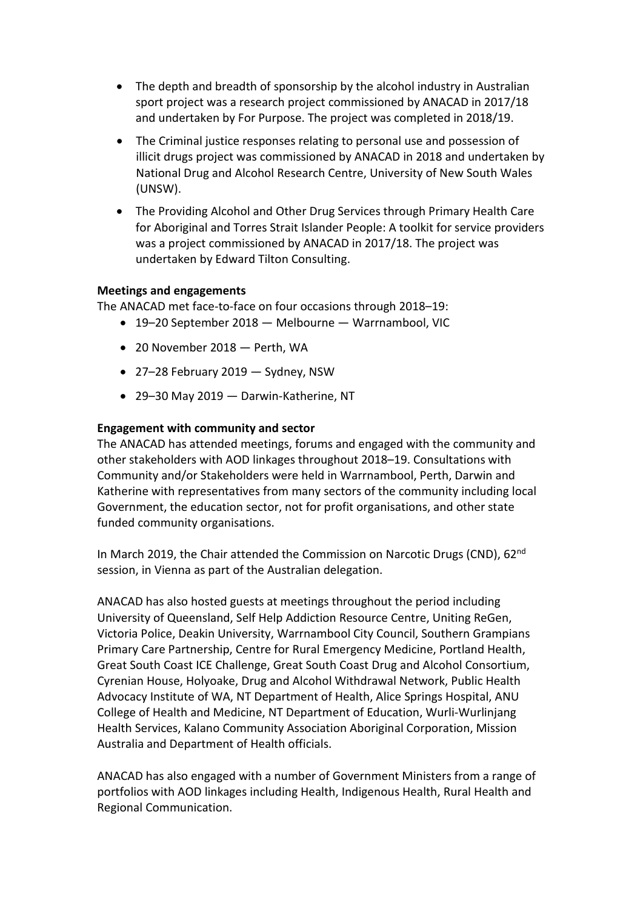- The depth and breadth of sponsorship by the alcohol industry in Australian sport project was a research project commissioned by ANACAD in 2017/18 and undertaken by For Purpose. The project was completed in 2018/19.
- The Criminal justice responses relating to personal use and possession of illicit drugs project was commissioned by ANACAD in 2018 and undertaken by National Drug and Alcohol Research Centre, University of New South Wales (UNSW).
- The Providing Alcohol and Other Drug Services through Primary Health Care for Aboriginal and Torres Strait Islander People: A toolkit for service providers was a project commissioned by ANACAD in 2017/18. The project was undertaken by Edward Tilton Consulting.

**Meetings and engagements**

The ANACAD met face-to-face on four occasions through 2018–19:

- 19–20 September 2018 — Melbourne — Warrnambool, VIC
- 20 November 2018 — Perth, WA
- 27–28 February 2019 — Sydney, NSW
- 29–30 May 2019 — Darwin-Katherine, NT

**Engagement with community and sector**

The ANACAD has attended meetings, forums and engaged with the community and other stakeholders with AOD linkages throughout 2018–19. Consultations with Community and/or Stakeholders were held in Warrnambool, Perth, Darwin and Katherine with representatives from many sectors of the community including local Government, the education sector, not for profit organisations, and other state funded community organisations.

In March 2019, the Chair attended the Commission on Narcotic Drugs (CND), 62nd session, in Vienna as part of the Australian delegation.

ANACAD has also hosted guests at meetings throughout the period including University of Queensland, Self Help Addiction Resource Centre, Uniting ReGen, Victoria Police, Deakin University, Warrnambool City Council, Southern Grampians Primary Care Partnership, Centre for Rural Emergency Medicine, Portland Health, Great South Coast ICE Challenge, Great South Coast Drug and Alcohol Consortium, Cyrenian House, Holyoake, Drug and Alcohol Withdrawal Network, Public Health Advocacy Institute of WA, NT Department of Health, Alice Springs Hospital, ANU College of Health and Medicine, NT Department of Education, Wurli-Wurlinjang Health Services, Kalano Community Association Aboriginal Corporation, Mission Australia and Department of Health officials.

ANACAD has also engaged with a number of Government Ministers from a range of portfolios with AOD linkages including Health, Indigenous Health, Rural Health and Regional Communication.